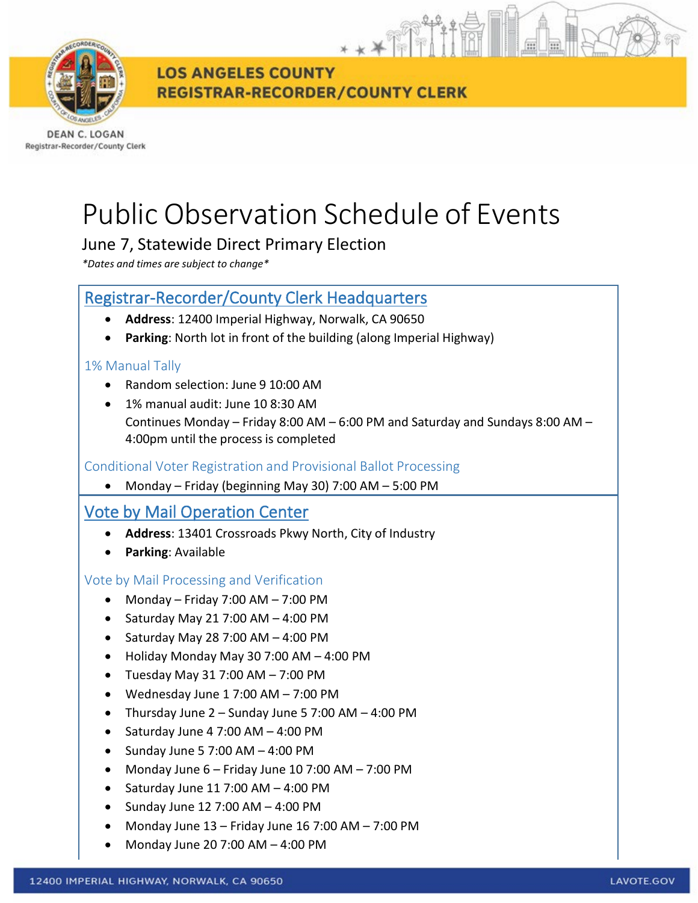LOS ANGELES COUNTY
REGISTRAR-RECORDER/COUNTY CLERK

DEAN C. LOGAN
Registrar-Recorder/County Clerk

# Public Observation Schedule of Events

June 7, Statewide Direct Primary Election

*\*Dates and times are subject to change\**

## Registrar-Recorder/County Clerk Headquarters

- **Address**: 12400 Imperial Highway, Norwalk, CA 90650
- **Parking**: North lot in front of the building (along Imperial Highway)

### 1% Manual Tally

- Random selection: June 9 10:00 AM
- 1% manual audit: June 10 8:30 AM
  Continues Monday – Friday 8:00 AM – 6:00 PM and Saturday and Sundays 8:00 AM – 4:00pm until the process is completed

### Conditional Voter Registration and Provisional Ballot Processing

- Monday – Friday (beginning May 30) 7:00 AM – 5:00 PM

## Vote by Mail Operation Center

- **Address**: 13401 Crossroads Pkwy North, City of Industry
- **Parking**: Available

### Vote by Mail Processing and Verification

- Monday – Friday 7:00 AM – 7:00 PM
- Saturday May 21 7:00 AM – 4:00 PM
- Saturday May 28 7:00 AM – 4:00 PM
- Holiday Monday May 30 7:00 AM – 4:00 PM
- Tuesday May 31 7:00 AM – 7:00 PM
- Wednesday June 1 7:00 AM – 7:00 PM
- Thursday June 2 – Sunday June 5 7:00 AM – 4:00 PM
- Saturday June 4 7:00 AM – 4:00 PM
- Sunday June 5 7:00 AM – 4:00 PM
- Monday June 6 – Friday June 10 7:00 AM – 7:00 PM
- Saturday June 11 7:00 AM – 4:00 PM
- Sunday June 12 7:00 AM – 4:00 PM
- Monday June 13 – Friday June 16 7:00 AM – 7:00 PM
- Monday June 20 7:00 AM – 4:00 PM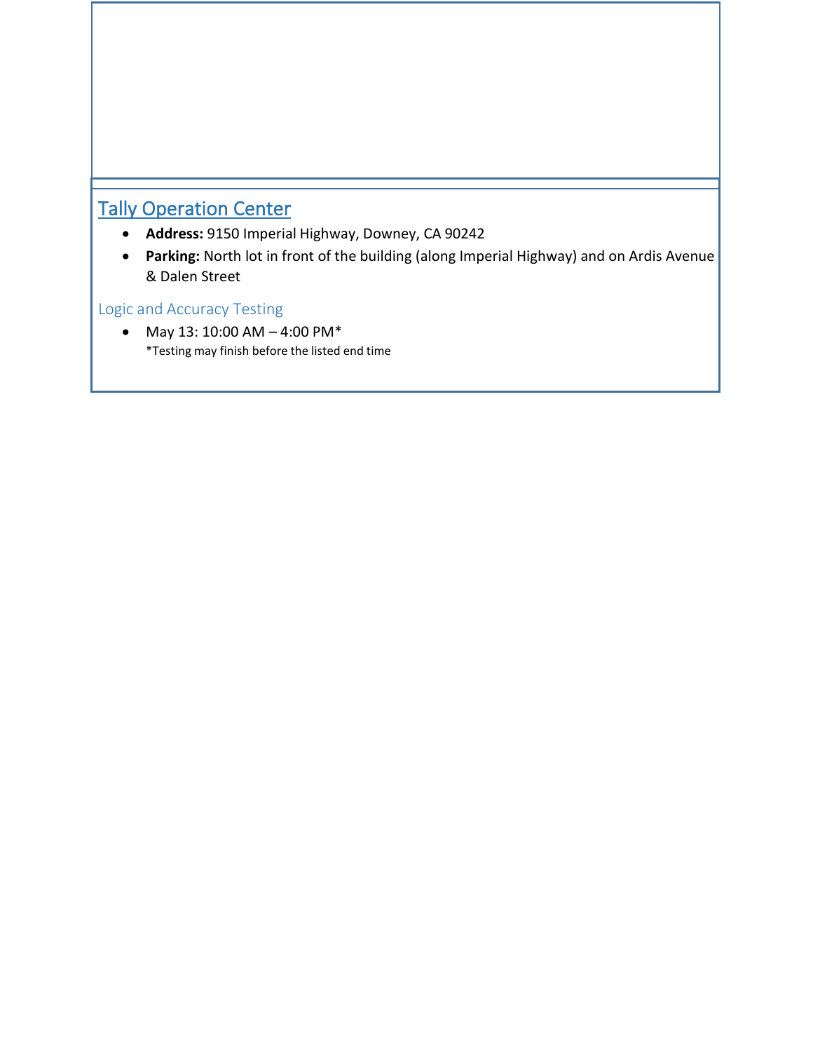## Tally Operation Center

- **Address:** 9150 Imperial Highway, Downey, CA 90242
- **Parking:** North lot in front of the building (along Imperial Highway) and on Ardis Avenue & Dalen Street

### Logic and Accuracy Testing

- May 13: 10:00 AM – 4:00 PM*
  *Testing may finish before the listed end time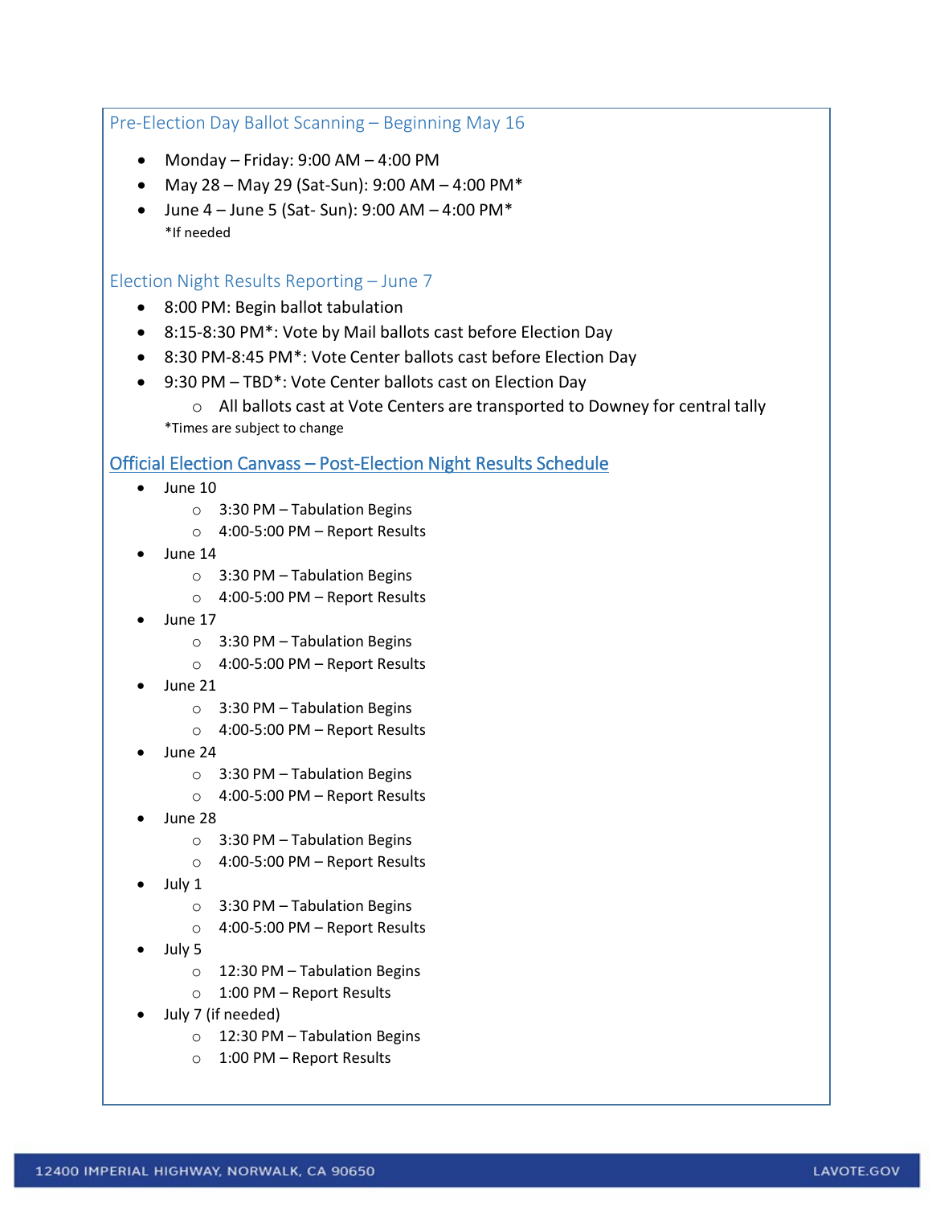## Pre-Election Day Ballot Scanning – Beginning May 16

- Monday – Friday: 9:00 AM – 4:00 PM
- May 28 – May 29 (Sat-Sun): 9:00 AM – 4:00 PM*
- June 4 – June 5 (Sat- Sun): 9:00 AM – 4:00 PM*

  *If needed

## Election Night Results Reporting – June 7

- 8:00 PM: Begin ballot tabulation
- 8:15-8:30 PM*: Vote by Mail ballots cast before Election Day
- 8:30 PM-8:45 PM*: Vote Center ballots cast before Election Day
- 9:30 PM – TBD*: Vote Center ballots cast on Election Day
  - All ballots cast at Vote Centers are transported to Downey for central tally

  *Times are subject to change

## Official Election Canvass – Post-Election Night Results Schedule

- June 10
  - 3:30 PM – Tabulation Begins
  - 4:00-5:00 PM – Report Results
- June 14
  - 3:30 PM – Tabulation Begins
  - 4:00-5:00 PM – Report Results
- June 17
  - 3:30 PM – Tabulation Begins
  - 4:00-5:00 PM – Report Results
- June 21
  - 3:30 PM – Tabulation Begins
  - 4:00-5:00 PM – Report Results
- June 24
  - 3:30 PM – Tabulation Begins
  - 4:00-5:00 PM – Report Results
- June 28
  - 3:30 PM – Tabulation Begins
  - 4:00-5:00 PM – Report Results
- July 1
  - 3:30 PM – Tabulation Begins
  - 4:00-5:00 PM – Report Results
- July 5
  - 12:30 PM – Tabulation Begins
  - 1:00 PM – Report Results
- July 7 (if needed)
  - 12:30 PM – Tabulation Begins
  - 1:00 PM – Report Results

12400 IMPERIAL HIGHWAY, NORWALK, CA 90650 LAVOTE.GOV